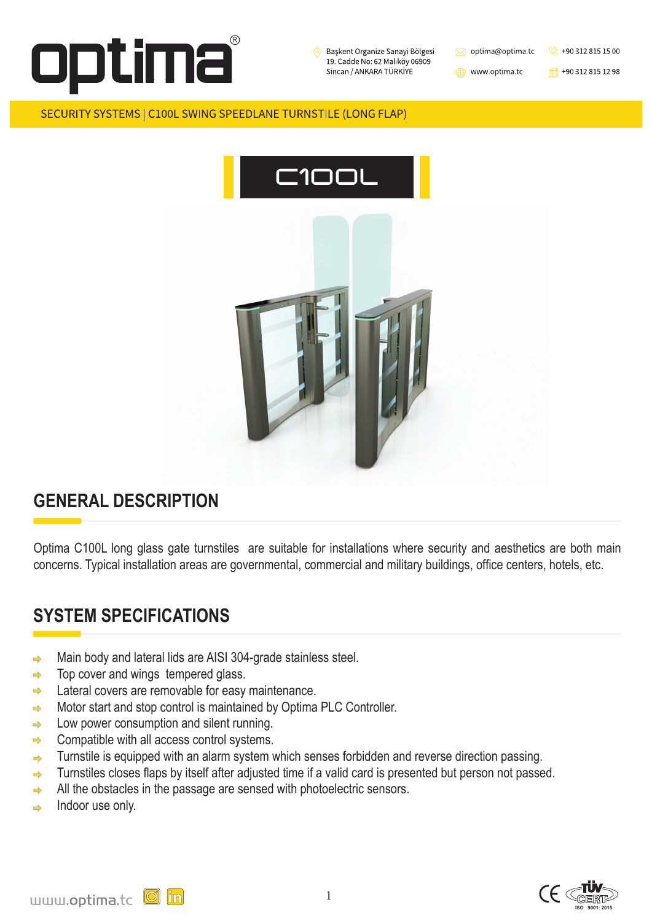# optima®

Başkent Organize Sanayi Bölgesi
19. Cadde No: 62 Malıköy 06909
Sincan / ANKARA TÜRKİYE

optima@optima.tc
www.optima.tc

+90 312 815 15 00
+90 312 815 12 98

SECURITY SYSTEMS | C100L SWING SPEEDLANE TURNSTILE (LONG FLAP)

C100L

## GENERAL DESCRIPTION

Optima C100L long glass gate turnstiles are suitable for installations where security and aesthetics are both main concerns. Typical installation areas are governmental, commercial and military buildings, office centers, hotels, etc.

## SYSTEM SPECIFICATIONS

- Main body and lateral lids are AISI 304-grade stainless steel.
- Top cover and wings tempered glass.
- Lateral covers are removable for easy maintenance.
- Motor start and stop control is maintained by Optima PLC Controller.
- Low power consumption and silent running.
- Compatible with all access control systems.
- Turnstile is equipped with an alarm system which senses forbidden and reverse direction passing.
- Turnstiles closes flaps by itself after adjusted time if a valid card is presented but person not passed.
- All the obstacles in the passage are sensed with photoelectric sensors.
- Indoor use only.

www.optima.tc

CE TÜV CERT ISO 9001: 2015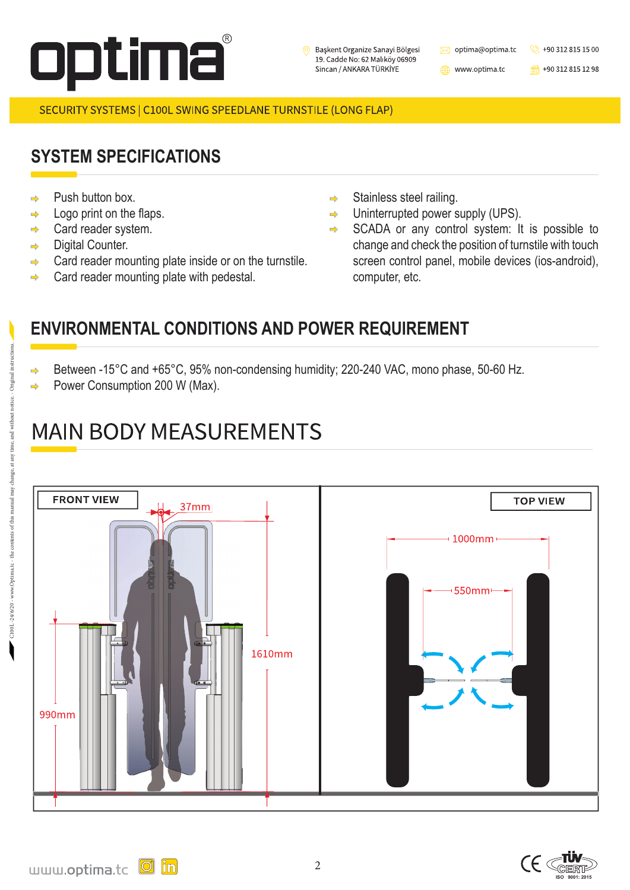SECURITY SYSTEMS | C100L SWING SPEEDLANE TURNSTILE (LONG FLAP)

## SYSTEM SPECIFICATIONS

- Push button box.
- Logo print on the flaps.
- Card reader system.
- Digital Counter.
- Card reader mounting plate inside or on the turnstile.
- Card reader mounting plate with pedestal.
- Stainless steel railing.
- Uninterrupted power supply (UPS).
- SCADA or any control system: It is possible to change and check the position of turnstile with touch screen control panel, mobile devices (ios-android), computer, etc.

## ENVIRONMENTAL CONDITIONS AND POWER REQUIREMENT

- Between -15°C and +65°C, 95% non-condensing humidity; 220-240 VAC, mono phase, 50-60 Hz.
- Power Consumption 200 W (Max).

## MAIN BODY MEASUREMENTS

FRONT VIEW

37mm

1610mm

990mm

TOP VIEW

1000mm

550mm